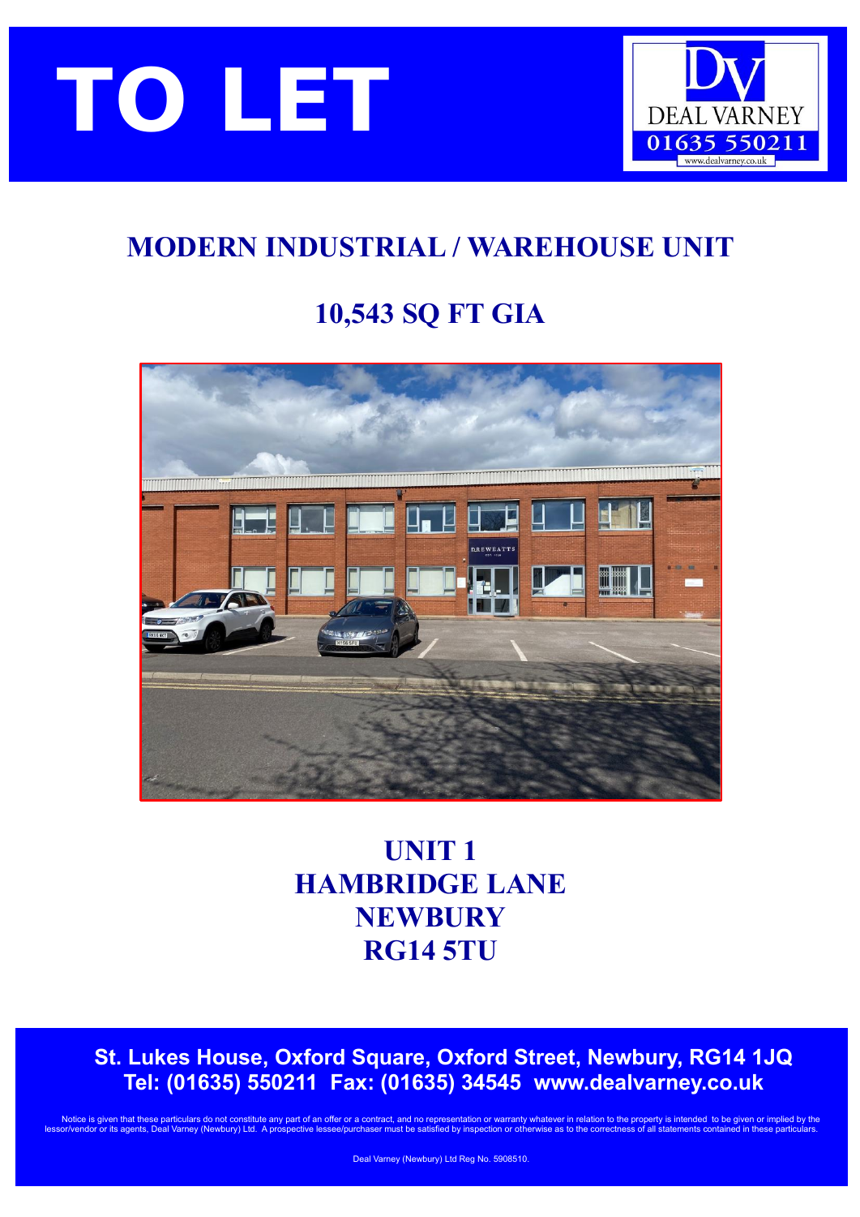# TO LET

DEAL VARNEY
01635 550211
www.dealvarney.co.uk

## MODERN INDUSTRIAL / WAREHOUSE UNIT

## 10,543 SQ FT GIA

## UNIT 1
## HAMBRIDGE LANE
## NEWBURY
## RG14 5TU

**St. Lukes House, Oxford Square, Oxford Street, Newbury, RG14 1JQ**
**Tel: (01635) 550211 Fax: (01635) 34545 www.dealvarney.co.uk**

Notice is given that these particulars do not constitute any part of an offer or a contract, and no representation or warranty whatever in relation to the property is intended to be given or implied by the lessor/vendor or its agents, Deal Varney (Newbury) Ltd. A prospective lessee/purchaser must be satisfied by inspection or otherwise as to the correctness of all statements contained in these particulars.

Deal Varney (Newbury) Ltd Reg No. 5908510.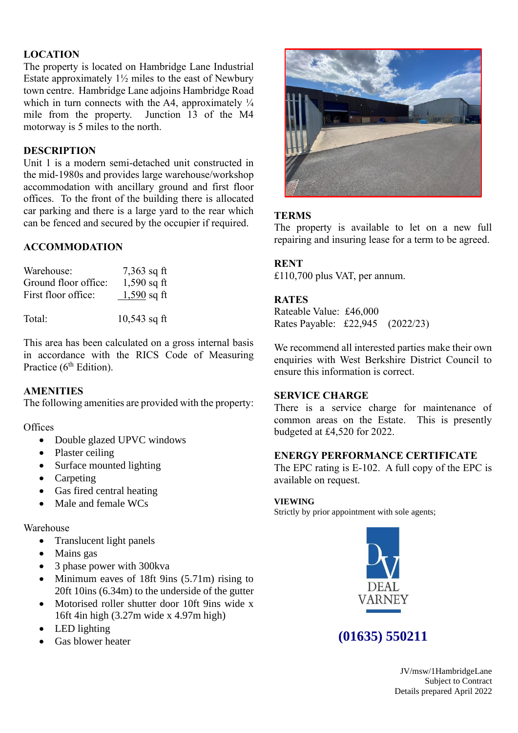## LOCATION

The property is located on Hambridge Lane Industrial Estate approximately 1½ miles to the east of Newbury town centre. Hambridge Lane adjoins Hambridge Road which in turn connects with the A4, approximately ¼ mile from the property. Junction 13 of the M4 motorway is 5 miles to the north.

## DESCRIPTION

Unit 1 is a modern semi-detached unit constructed in the mid-1980s and provides large warehouse/workshop accommodation with ancillary ground and first floor offices. To the front of the building there is allocated car parking and there is a large yard to the rear which can be fenced and secured by the occupier if required.

## ACCOMMODATION

| | |
|---|---|
| Warehouse: | 7,363 sq ft |
| Ground floor office: | 1,590 sq ft |
| First floor office: | 1,590 sq ft |
| Total: | 10,543 sq ft |

This area has been calculated on a gross internal basis in accordance with the RICS Code of Measuring Practice (6th Edition).

## AMENITIES

The following amenities are provided with the property:

Offices

- Double glazed UPVC windows
- Plaster ceiling
- Surface mounted lighting
- Carpeting
- Gas fired central heating
- Male and female WCs

Warehouse

- Translucent light panels
- Mains gas
- 3 phase power with 300kva
- Minimum eaves of 18ft 9ins (5.71m) rising to 20ft 10ins (6.34m) to the underside of the gutter
- Motorised roller shutter door 10ft 9ins wide x 16ft 4in high (3.27m wide x 4.97m high)
- LED lighting
- Gas blower heater

## TERMS

The property is available to let on a new full repairing and insuring lease for a term to be agreed.

## RENT

£110,700 plus VAT, per annum.

## RATES

Rateable Value: £46,000
Rates Payable: £22,945 (2022/23)

We recommend all interested parties make their own enquiries with West Berkshire District Council to ensure this information is correct.

## SERVICE CHARGE

There is a service charge for maintenance of common areas on the Estate. This is presently budgeted at £4,520 for 2022.

## ENERGY PERFORMANCE CERTIFICATE

The EPC rating is E-102. A full copy of the EPC is available on request.

### VIEWING

Strictly by prior appointment with sole agents;

DEAL VARNEY

**(01635) 550211**

JV/msw/1HambridgeLane
Subject to Contract
Details prepared April 2022